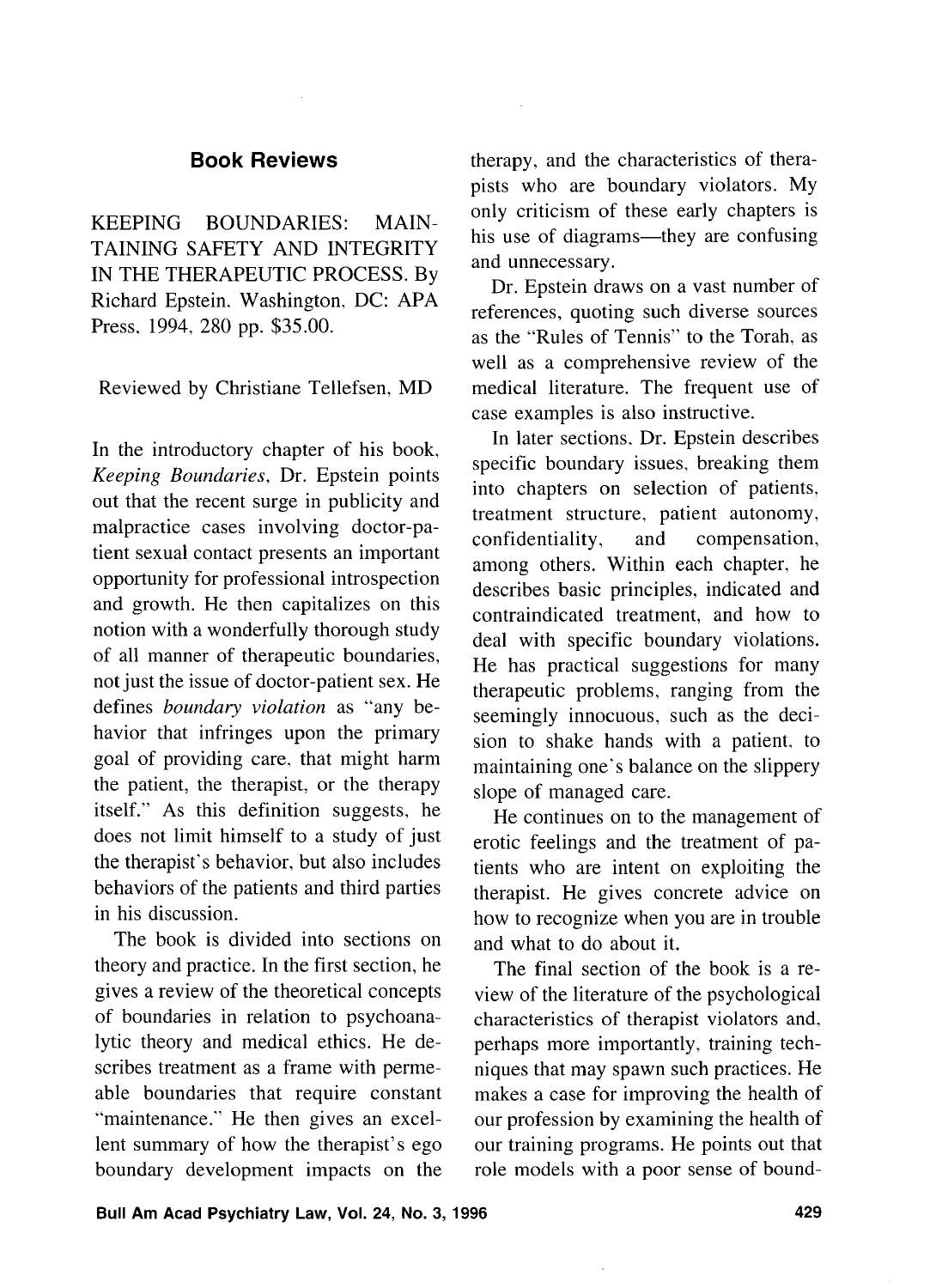## Book Reviews

KEEPING BOUNDARIES: MAINTAINING SAFETY AND INTEGRITY IN THE THERAPEUTIC PROCESS. By Richard Epstein. Washington, DC: APA Press, 1994, 280 pp. $35.00.

Reviewed by Christiane Tellefsen, MD

In the introductory chapter of his book, *Keeping Boundaries*, Dr. Epstein points out that the recent surge in publicity and malpractice cases involving doctor-patient sexual contact presents an important opportunity for professional introspection and growth. He then capitalizes on this notion with a wonderfully thorough study of all manner of therapeutic boundaries, not just the issue of doctor-patient sex. He defines *boundary violation* as "any behavior that infringes upon the primary goal of providing care, that might harm the patient, the therapist, or the therapy itself." As this definition suggests, he does not limit himself to a study of just the therapist's behavior, but also includes behaviors of the patients and third parties in his discussion.

The book is divided into sections on theory and practice. In the first section, he gives a review of the theoretical concepts of boundaries in relation to psychoanalytic theory and medical ethics. He describes treatment as a frame with permeable boundaries that require constant "maintenance." He then gives an excellent summary of how the therapist's ego boundary development impacts on the therapy, and the characteristics of therapists who are boundary violators. My only criticism of these early chapters is his use of diagrams—they are confusing and unnecessary.

Dr. Epstein draws on a vast number of references, quoting such diverse sources as the "Rules of Tennis" to the Torah, as well as a comprehensive review of the medical literature. The frequent use of case examples is also instructive.

In later sections, Dr. Epstein describes specific boundary issues, breaking them into chapters on selection of patients, treatment structure, patient autonomy, confidentiality, and compensation, among others. Within each chapter, he describes basic principles, indicated and contraindicated treatment, and how to deal with specific boundary violations. He has practical suggestions for many therapeutic problems, ranging from the seemingly innocuous, such as the decision to shake hands with a patient, to maintaining one's balance on the slippery slope of managed care.

He continues on to the management of erotic feelings and the treatment of patients who are intent on exploiting the therapist. He gives concrete advice on how to recognize when you are in trouble and what to do about it.

The final section of the book is a review of the literature of the psychological characteristics of therapist violators and, perhaps more importantly, training techniques that may spawn such practices. He makes a case for improving the health of our profession by examining the health of our training programs. He points out that role models with a poor sense of bound-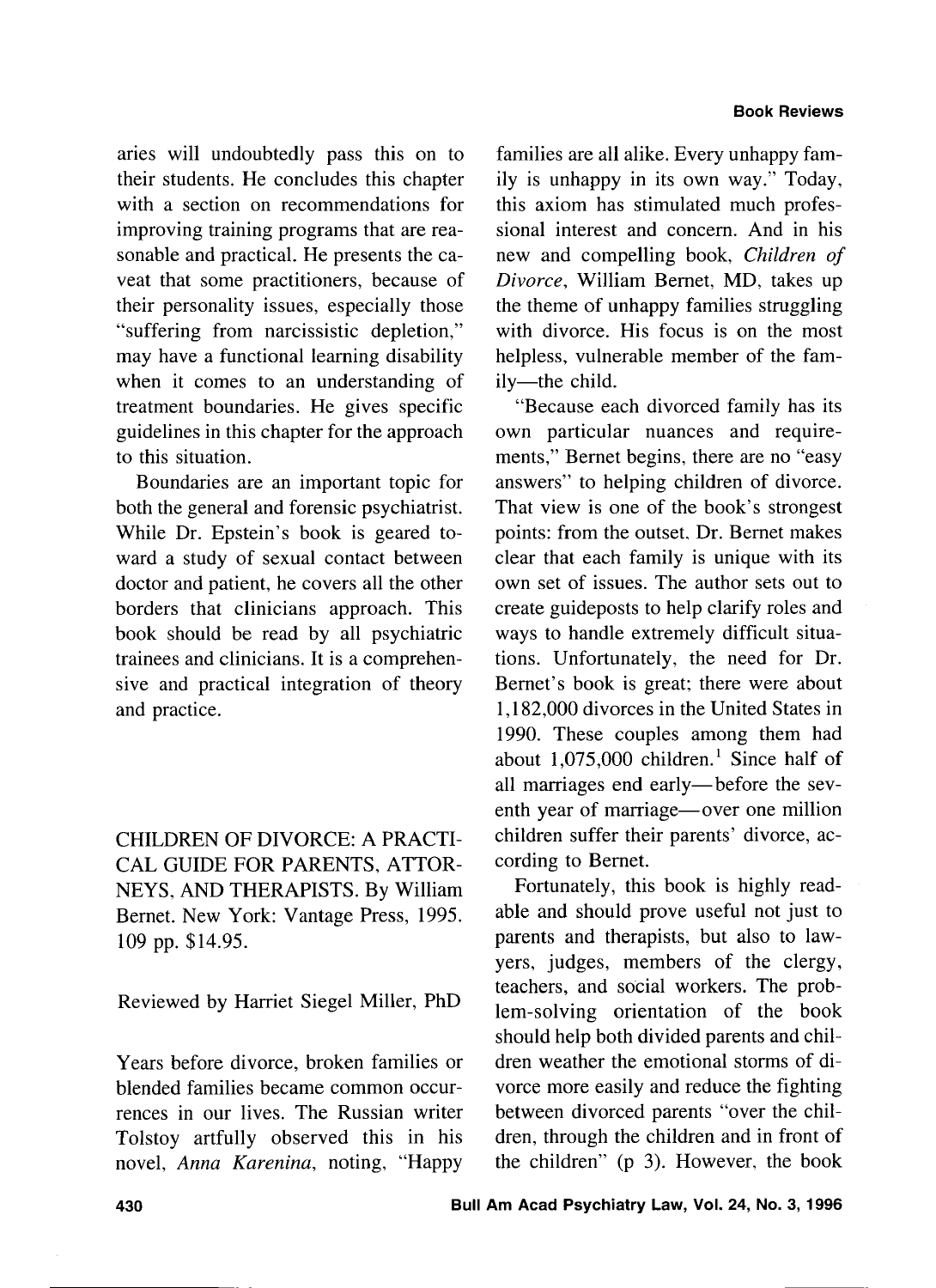aries will undoubtedly pass this on to their students. He concludes this chapter with a section on recommendations for improving training programs that are reasonable and practical. He presents the caveat that some practitioners, because of their personality issues, especially those "suffering from narcissistic depletion," may have a functional learning disability when it comes to an understanding of treatment boundaries. He gives specific guidelines in this chapter for the approach to this situation.

Boundaries are an important topic for both the general and forensic psychiatrist. While Dr. Epstein's book is geared toward a study of sexual contact between doctor and patient, he covers all the other borders that clinicians approach. This book should be read by all psychiatric trainees and clinicians. It is a comprehensive and practical integration of theory and practice.

## CHILDREN OF DIVORCE: A PRACTICAL GUIDE FOR PARENTS, ATTORNEYS, AND THERAPISTS. By William Bernet. New York: Vantage Press, 1995. 109 pp. $14.95.

Reviewed by Harriet Siegel Miller, PhD

Years before divorce, broken families or blended families became common occurrences in our lives. The Russian writer Tolstoy artfully observed this in his novel, *Anna Karenina*, noting, "Happy families are all alike. Every unhappy family is unhappy in its own way." Today, this axiom has stimulated much professional interest and concern. And in his new and compelling book, *Children of Divorce*, William Bernet, MD, takes up the theme of unhappy families struggling with divorce. His focus is on the most helpless, vulnerable member of the family—the child.

"Because each divorced family has its own particular nuances and requirements," Bernet begins, there are no "easy answers" to helping children of divorce. That view is one of the book's strongest points: from the outset, Dr. Bernet makes clear that each family is unique with its own set of issues. The author sets out to create guideposts to help clarify roles and ways to handle extremely difficult situations. Unfortunately, the need for Dr. Bernet's book is great; there were about 1,182,000 divorces in the United States in 1990. These couples among them had about 1,075,000 children.[1] Since half of all marriages end early—before the seventh year of marriage—over one million children suffer their parents' divorce, according to Bernet.

Fortunately, this book is highly readable and should prove useful not just to parents and therapists, but also to lawyers, judges, members of the clergy, teachers, and social workers. The problem-solving orientation of the book should help both divided parents and children weather the emotional storms of divorce more easily and reduce the fighting between divorced parents "over the children, through the children and in front of the children" (p 3). However, the book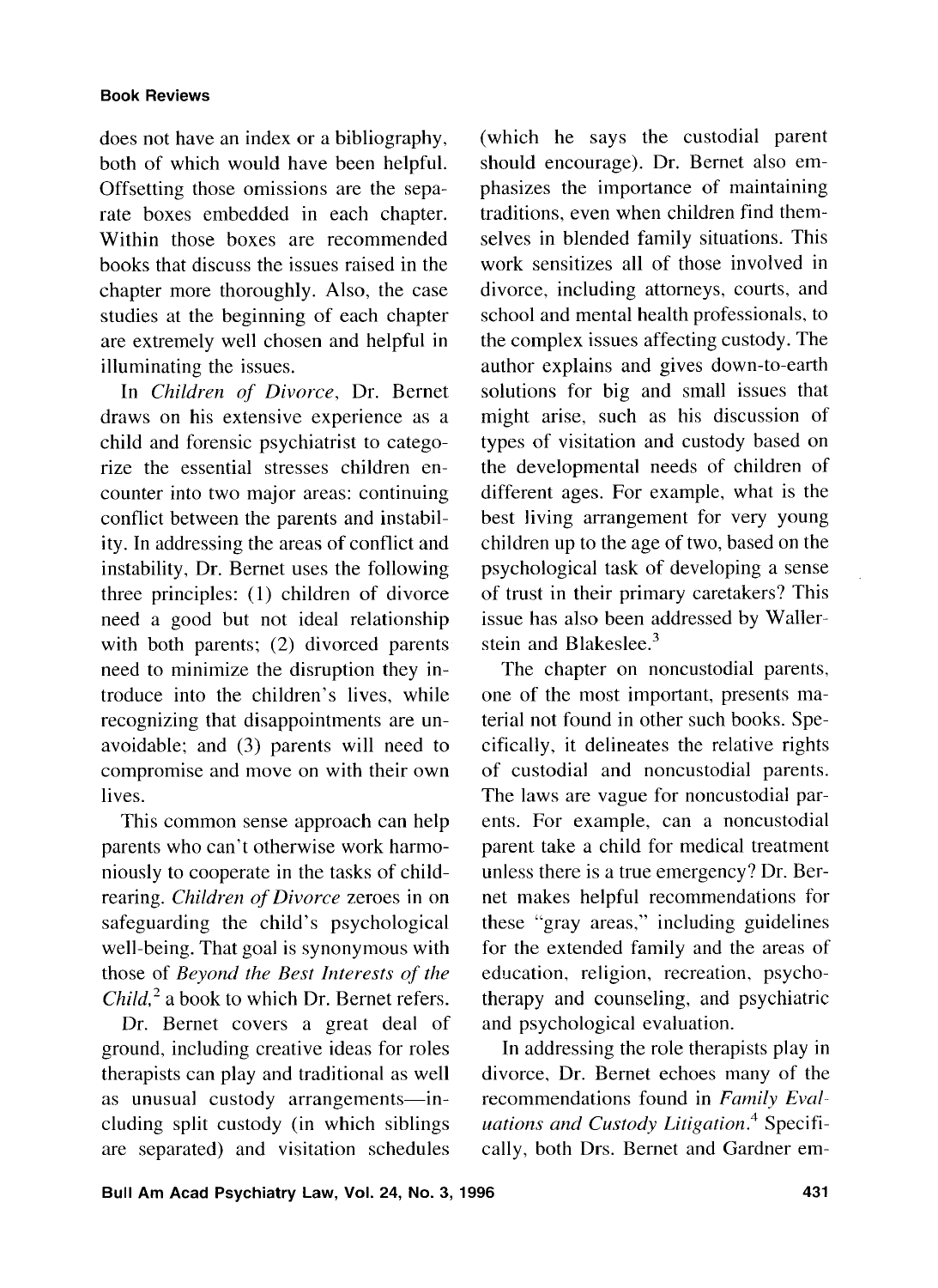does not have an index or a bibliography, both of which would have been helpful. Offsetting those omissions are the separate boxes embedded in each chapter. Within those boxes are recommended books that discuss the issues raised in the chapter more thoroughly. Also, the case studies at the beginning of each chapter are extremely well chosen and helpful in illuminating the issues.

In *Children of Divorce*, Dr. Bernet draws on his extensive experience as a child and forensic psychiatrist to categorize the essential stresses children encounter into two major areas: continuing conflict between the parents and instability. In addressing the areas of conflict and instability, Dr. Bernet uses the following three principles: (1) children of divorce need a good but not ideal relationship with both parents; (2) divorced parents need to minimize the disruption they introduce into the children's lives, while recognizing that disappointments are unavoidable; and (3) parents will need to compromise and move on with their own lives.

This common sense approach can help parents who can't otherwise work harmoniously to cooperate in the tasks of childrearing. *Children of Divorce* zeroes in on safeguarding the child's psychological well-being. That goal is synonymous with those of *Beyond the Best Interests of the Child*,[2] a book to which Dr. Bernet refers.

Dr. Bernet covers a great deal of ground, including creative ideas for roles therapists can play and traditional as well as unusual custody arrangements—including split custody (in which siblings are separated) and visitation schedules (which he says the custodial parent should encourage). Dr. Bernet also emphasizes the importance of maintaining traditions, even when children find themselves in blended family situations. This work sensitizes all of those involved in divorce, including attorneys, courts, and school and mental health professionals, to the complex issues affecting custody. The author explains and gives down-to-earth solutions for big and small issues that might arise, such as his discussion of types of visitation and custody based on the developmental needs of children of different ages. For example, what is the best living arrangement for very young children up to the age of two, based on the psychological task of developing a sense of trust in their primary caretakers? This issue has also been addressed by Wallerstein and Blakeslee.[3]

The chapter on noncustodial parents, one of the most important, presents material not found in other such books. Specifically, it delineates the relative rights of custodial and noncustodial parents. The laws are vague for noncustodial parents. For example, can a noncustodial parent take a child for medical treatment unless there is a true emergency? Dr. Bernet makes helpful recommendations for these "gray areas," including guidelines for the extended family and the areas of education, religion, recreation, psychotherapy and counseling, and psychiatric and psychological evaluation.

In addressing the role therapists play in divorce, Dr. Bernet echoes many of the recommendations found in *Family Evaluations and Custody Litigation*.[4] Specifically, both Drs. Bernet and Gardner em-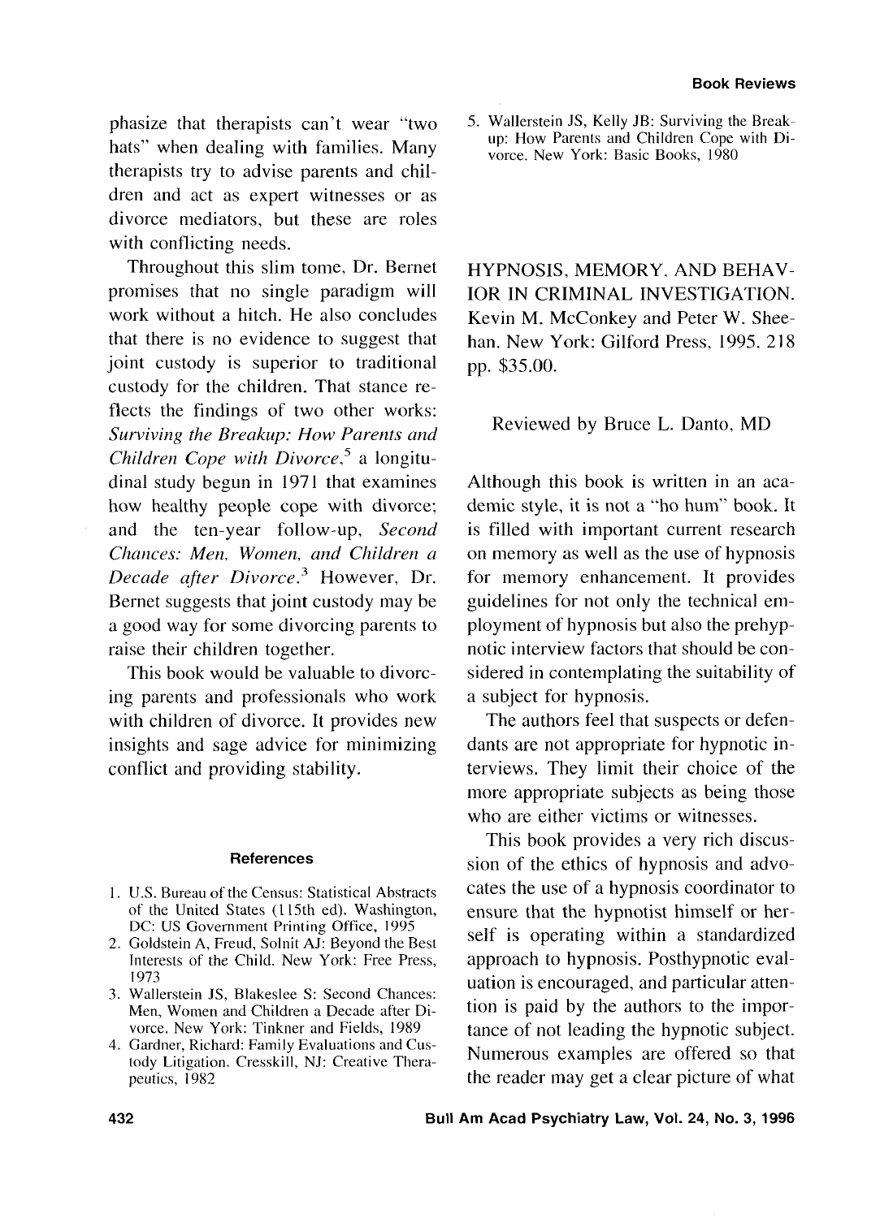phasize that therapists can't wear "two hats" when dealing with families. Many therapists try to advise parents and children and act as expert witnesses or as divorce mediators, but these are roles with conflicting needs.

Throughout this slim tome, Dr. Bernet promises that no single paradigm will work without a hitch. He also concludes that there is no evidence to suggest that joint custody is superior to traditional custody for the children. That stance reflects the findings of two other works: *Surviving the Breakup: How Parents and Children Cope with Divorce*,[5] a longitudinal study begun in 1971 that examines how healthy people cope with divorce; and the ten-year follow-up, *Second Chances: Men, Women, and Children a Decade after Divorce*.[3] However, Dr. Bernet suggests that joint custody may be a good way for some divorcing parents to raise their children together.

This book would be valuable to divorcing parents and professionals who work with children of divorce. It provides new insights and sage advice for minimizing conflict and providing stability.

#### References

1. U.S. Bureau of the Census: Statistical Abstracts of the United States (115th ed). Washington, DC: US Government Printing Office, 1995
2. Goldstein A, Freud, Solnit AJ: Beyond the Best Interests of the Child. New York: Free Press, 1973
3. Wallerstein JS, Blakeslee S: Second Chances: Men, Women and Children a Decade after Divorce. New York: Tinkner and Fields, 1989
4. Gardner, Richard: Family Evaluations and Custody Litigation. Cresskill, NJ: Creative Therapeutics, 1982
5. Wallerstein JS, Kelly JB: Surviving the Breakup: How Parents and Children Cope with Divorce. New York: Basic Books, 1980

## HYPNOSIS, MEMORY, AND BEHAVIOR IN CRIMINAL INVESTIGATION.

Kevin M. McConkey and Peter W. Sheehan. New York: Gilford Press, 1995. 218 pp. $35.00.

Reviewed by Bruce L. Danto, MD

Although this book is written in an academic style, it is not a "ho hum" book. It is filled with important current research on memory as well as the use of hypnosis for memory enhancement. It provides guidelines for not only the technical employment of hypnosis but also the prehypnotic interview factors that should be considered in contemplating the suitability of a subject for hypnosis.

The authors feel that suspects or defendants are not appropriate for hypnotic interviews. They limit their choice of the more appropriate subjects as being those who are either victims or witnesses.

This book provides a very rich discussion of the ethics of hypnosis and advocates the use of a hypnosis coordinator to ensure that the hypnotist himself or herself is operating within a standardized approach to hypnosis. Posthypnotic evaluation is encouraged, and particular attention is paid by the authors to the importance of not leading the hypnotic subject. Numerous examples are offered so that the reader may get a clear picture of what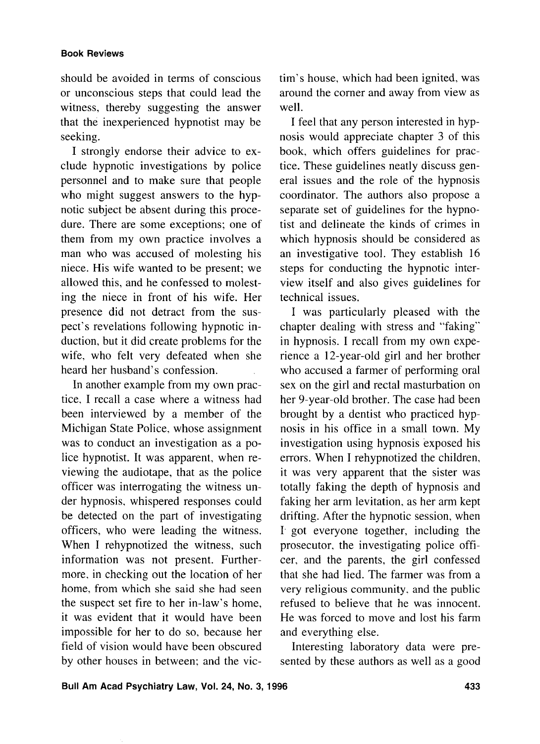should be avoided in terms of conscious or unconscious steps that could lead the witness, thereby suggesting the answer that the inexperienced hypnotist may be seeking.

I strongly endorse their advice to exclude hypnotic investigations by police personnel and to make sure that people who might suggest answers to the hypnotic subject be absent during this procedure. There are some exceptions; one of them from my own practice involves a man who was accused of molesting his niece. His wife wanted to be present; we allowed this, and he confessed to molesting the niece in front of his wife. Her presence did not detract from the suspect's revelations following hypnotic induction, but it did create problems for the wife, who felt very defeated when she heard her husband's confession.

In another example from my own practice, I recall a case where a witness had been interviewed by a member of the Michigan State Police, whose assignment was to conduct an investigation as a police hypnotist. It was apparent, when reviewing the audiotape, that as the police officer was interrogating the witness under hypnosis, whispered responses could be detected on the part of investigating officers, who were leading the witness. When I rehypnotized the witness, such information was not present. Furthermore, in checking out the location of her home, from which she said she had seen the suspect set fire to her in-law's home, it was evident that it would have been impossible for her to do so, because her field of vision would have been obscured by other houses in between; and the victim's house, which had been ignited, was around the corner and away from view as well.

I feel that any person interested in hypnosis would appreciate chapter 3 of this book, which offers guidelines for practice. These guidelines neatly discuss general issues and the role of the hypnosis coordinator. The authors also propose a separate set of guidelines for the hypnotist and delineate the kinds of crimes in which hypnosis should be considered as an investigative tool. They establish 16 steps for conducting the hypnotic interview itself and also gives guidelines for technical issues.

I was particularly pleased with the chapter dealing with stress and "faking" in hypnosis. I recall from my own experience a 12-year-old girl and her brother who accused a farmer of performing oral sex on the girl and rectal masturbation on her 9-year-old brother. The case had been brought by a dentist who practiced hypnosis in his office in a small town. My investigation using hypnosis exposed his errors. When I rehypnotized the children, it was very apparent that the sister was totally faking the depth of hypnosis and faking her arm levitation, as her arm kept drifting. After the hypnotic session, when I got everyone together, including the prosecutor, the investigating police officer, and the parents, the girl confessed that she had lied. The farmer was from a very religious community, and the public refused to believe that he was innocent. He was forced to move and lost his farm and everything else.

Interesting laboratory data were presented by these authors as well as a good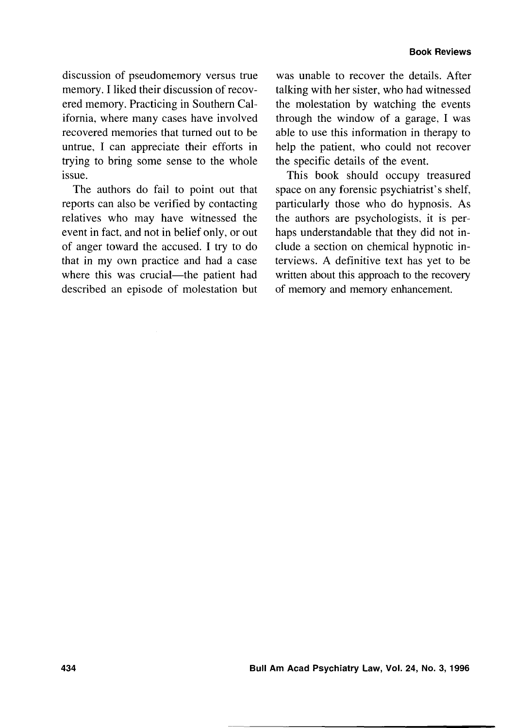discussion of pseudomemory versus true memory. I liked their discussion of recovered memory. Practicing in Southern California, where many cases have involved recovered memories that turned out to be untrue, I can appreciate their efforts in trying to bring some sense to the whole issue.

The authors do fail to point out that reports can also be verified by contacting relatives who may have witnessed the event in fact, and not in belief only, or out of anger toward the accused. I try to do that in my own practice and had a case where this was crucial—the patient had described an episode of molestation but was unable to recover the details. After talking with her sister, who had witnessed the molestation by watching the events through the window of a garage, I was able to use this information in therapy to help the patient, who could not recover the specific details of the event.

This book should occupy treasured space on any forensic psychiatrist's shelf, particularly those who do hypnosis. As the authors are psychologists, it is perhaps understandable that they did not include a section on chemical hypnotic interviews. A definitive text has yet to be written about this approach to the recovery of memory and memory enhancement.